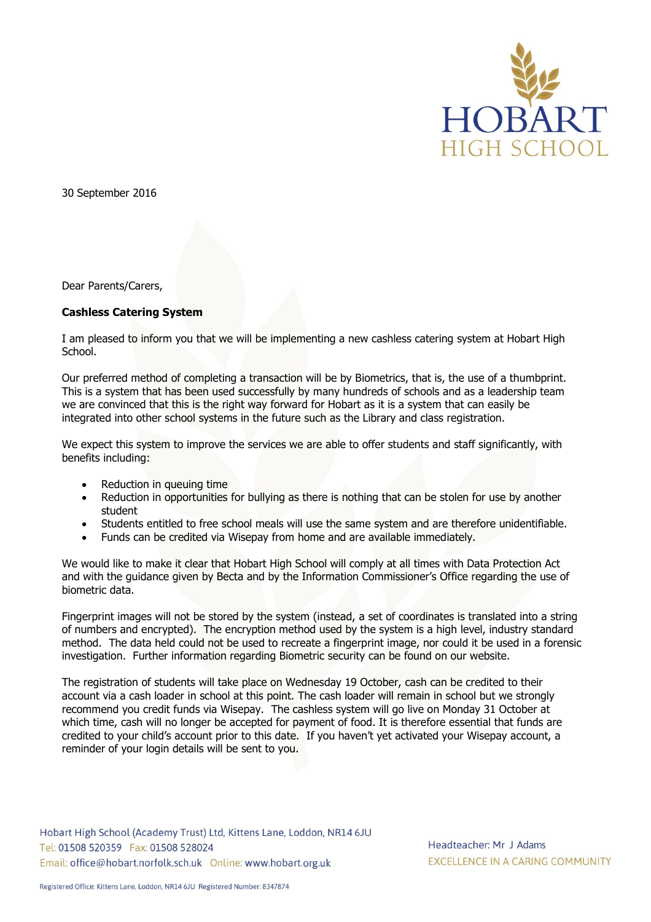HOBART HIGH SCHOOL

30 September 2016

Dear Parents/Carers,

**Cashless Catering System**

I am pleased to inform you that we will be implementing a new cashless catering system at Hobart High School.

Our preferred method of completing a transaction will be by Biometrics, that is, the use of a thumbprint. This is a system that has been used successfully by many hundreds of schools and as a leadership team we are convinced that this is the right way forward for Hobart as it is a system that can easily be integrated into other school systems in the future such as the Library and class registration.

We expect this system to improve the services we are able to offer students and staff significantly, with benefits including:

- Reduction in queuing time
- Reduction in opportunities for bullying as there is nothing that can be stolen for use by another student
- Students entitled to free school meals will use the same system and are therefore unidentifiable.
- Funds can be credited via Wisepay from home and are available immediately.

We would like to make it clear that Hobart High School will comply at all times with Data Protection Act and with the guidance given by Becta and by the Information Commissioner's Office regarding the use of biometric data.

Fingerprint images will not be stored by the system (instead, a set of coordinates is translated into a string of numbers and encrypted). The encryption method used by the system is a high level, industry standard method. The data held could not be used to recreate a fingerprint image, nor could it be used in a forensic investigation. Further information regarding Biometric security can be found on our website.

The registration of students will take place on Wednesday 19 October, cash can be credited to their account via a cash loader in school at this point. The cash loader will remain in school but we strongly recommend you credit funds via Wisepay. The cashless system will go live on Monday 31 October at which time, cash will no longer be accepted for payment of food. It is therefore essential that funds are credited to your child's account prior to this date. If you haven't yet activated your Wisepay account, a reminder of your login details will be sent to you.

Hobart High School (Academy Trust) Ltd, Kittens Lane, Loddon, NR14 6JU
Tel: 01508 520359 Fax: 01508 528024
Email: office@hobart.norfolk.sch.uk Online: www.hobart.org.uk

Headteacher: Mr J Adams
EXCELLENCE IN A CARING COMMUNITY

Registered Office: Kittens Lane, Loddon, NR14 6JU Registered Number: 8347874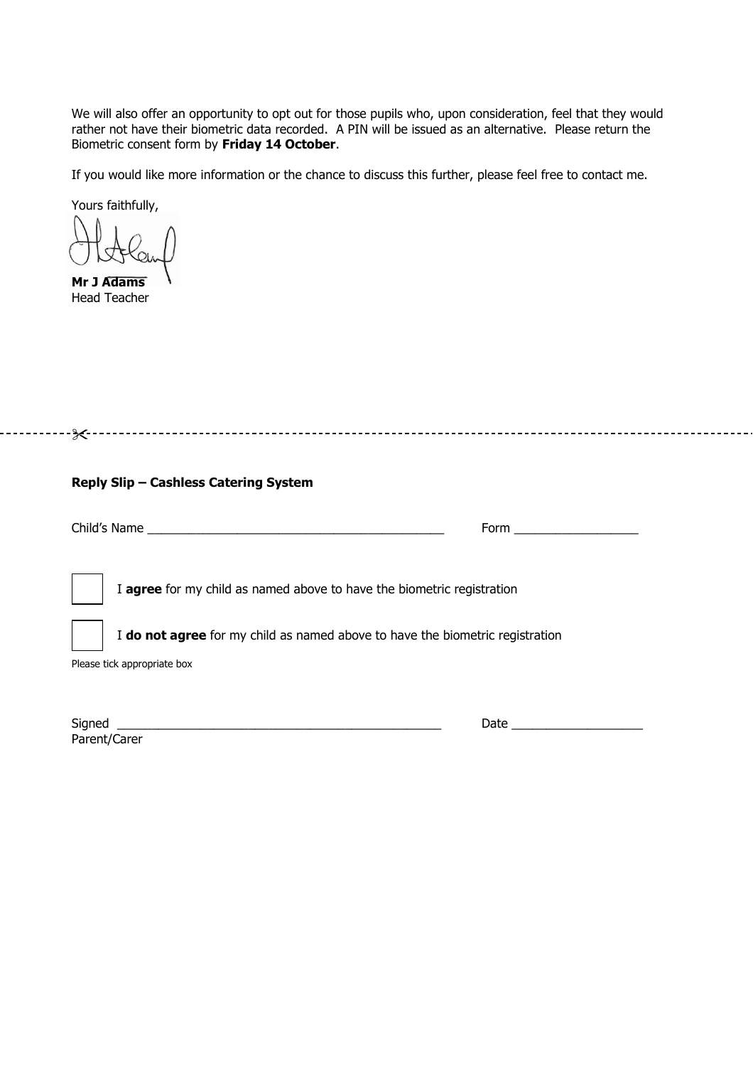We will also offer an opportunity to opt out for those pupils who, upon consideration, feel that they would rather not have their biometric data recorded. A PIN will be issued as an alternative. Please return the Biometric consent form by **Friday 14 October**.

If you would like more information or the chance to discuss this further, please feel free to contact me.

Yours faithfully,

**Mr J Adams**
Head Teacher

---

**Reply Slip – Cashless Catering System**

Child's Name ____________________________________________ Form __________________

☐ I **agree** for my child as named above to have the biometric registration

☐ I **do not agree** for my child as named above to have the biometric registration

Please tick appropriate box

Signed ________________________________________________ Date ___________________
Parent/Carer